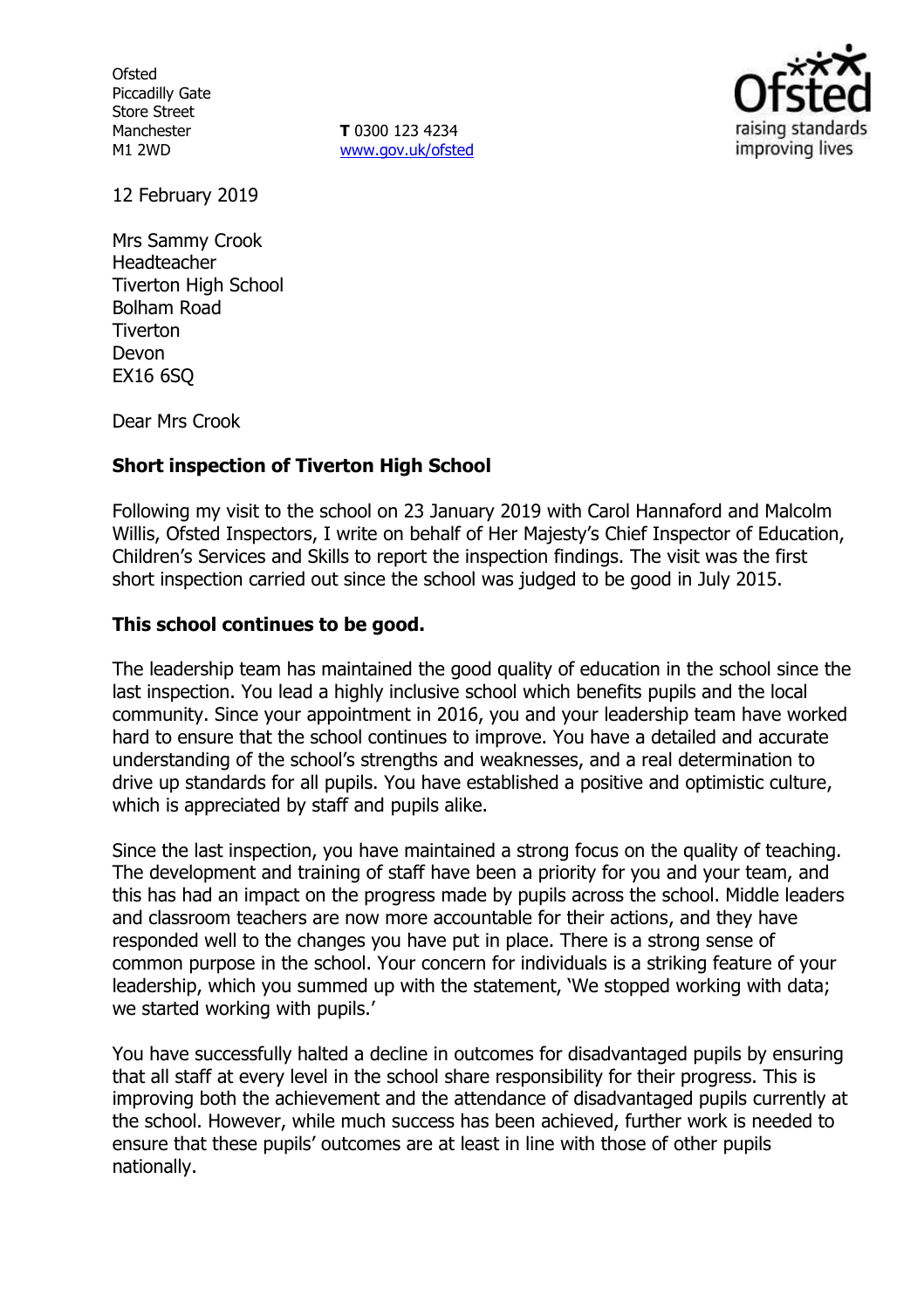Ofsted
Piccadilly Gate
Store Street
Manchester
M1 2WD

**T** 0300 123 4234
www.gov.uk/ofsted

12 February 2019

Mrs Sammy Crook
Headteacher
Tiverton High School
Bolham Road
Tiverton
Devon
EX16 6SQ

Dear Mrs Crook

**Short inspection of Tiverton High School**

Following my visit to the school on 23 January 2019 with Carol Hannaford and Malcolm Willis, Ofsted Inspectors, I write on behalf of Her Majesty's Chief Inspector of Education, Children's Services and Skills to report the inspection findings. The visit was the first short inspection carried out since the school was judged to be good in July 2015.

**This school continues to be good.**

The leadership team has maintained the good quality of education in the school since the last inspection. You lead a highly inclusive school which benefits pupils and the local community. Since your appointment in 2016, you and your leadership team have worked hard to ensure that the school continues to improve. You have a detailed and accurate understanding of the school's strengths and weaknesses, and a real determination to drive up standards for all pupils. You have established a positive and optimistic culture, which is appreciated by staff and pupils alike.

Since the last inspection, you have maintained a strong focus on the quality of teaching. The development and training of staff have been a priority for you and your team, and this has had an impact on the progress made by pupils across the school. Middle leaders and classroom teachers are now more accountable for their actions, and they have responded well to the changes you have put in place. There is a strong sense of common purpose in the school. Your concern for individuals is a striking feature of your leadership, which you summed up with the statement, 'We stopped working with data; we started working with pupils.'

You have successfully halted a decline in outcomes for disadvantaged pupils by ensuring that all staff at every level in the school share responsibility for their progress. This is improving both the achievement and the attendance of disadvantaged pupils currently at the school. However, while much success has been achieved, further work is needed to ensure that these pupils' outcomes are at least in line with those of other pupils nationally.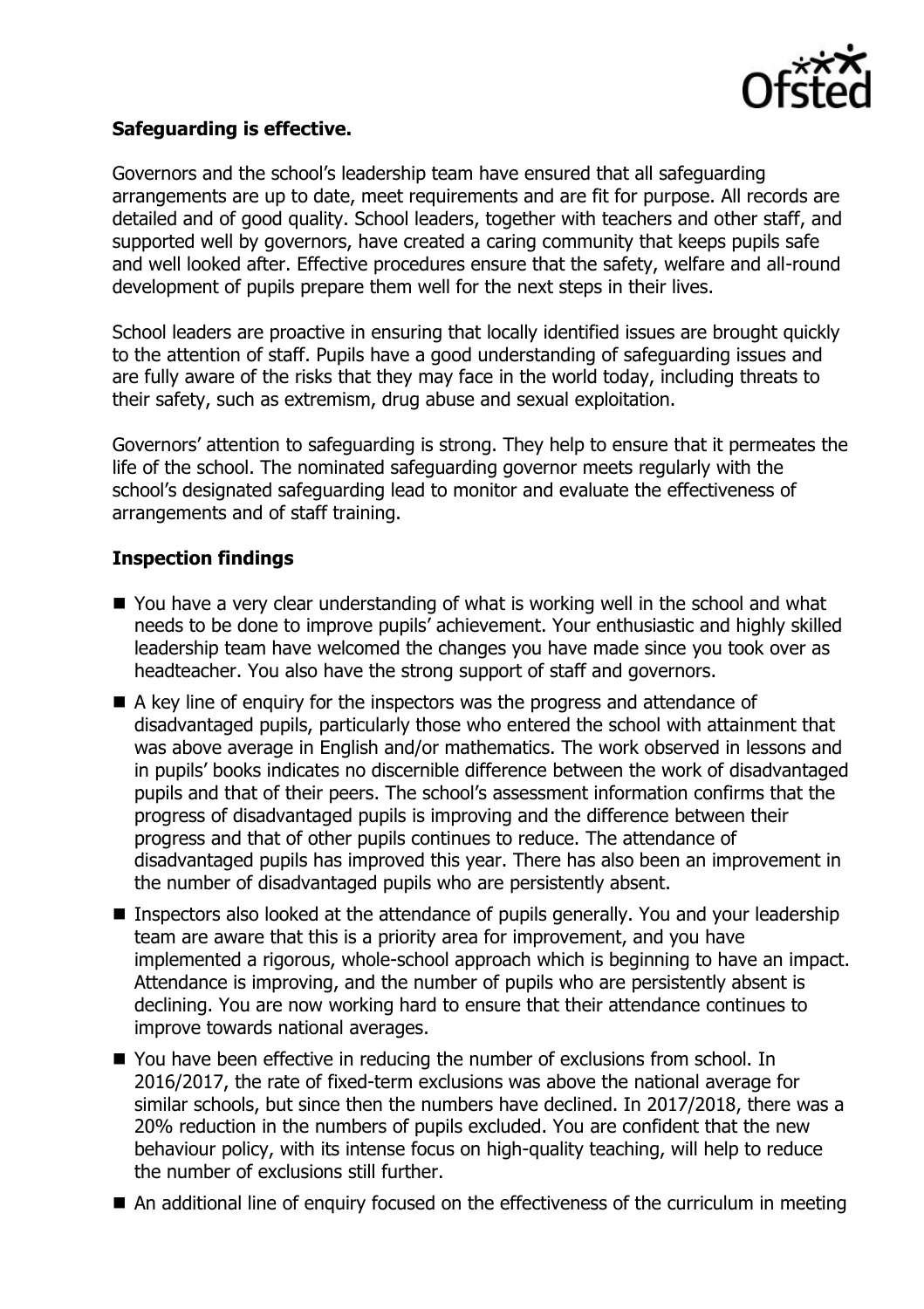**Safeguarding is effective.**

Governors and the school's leadership team have ensured that all safeguarding arrangements are up to date, meet requirements and are fit for purpose. All records are detailed and of good quality. School leaders, together with teachers and other staff, and supported well by governors, have created a caring community that keeps pupils safe and well looked after. Effective procedures ensure that the safety, welfare and all-round development of pupils prepare them well for the next steps in their lives.

School leaders are proactive in ensuring that locally identified issues are brought quickly to the attention of staff. Pupils have a good understanding of safeguarding issues and are fully aware of the risks that they may face in the world today, including threats to their safety, such as extremism, drug abuse and sexual exploitation.

Governors' attention to safeguarding is strong. They help to ensure that it permeates the life of the school. The nominated safeguarding governor meets regularly with the school's designated safeguarding lead to monitor and evaluate the effectiveness of arrangements and of staff training.

**Inspection findings**

- You have a very clear understanding of what is working well in the school and what needs to be done to improve pupils' achievement. Your enthusiastic and highly skilled leadership team have welcomed the changes you have made since you took over as headteacher. You also have the strong support of staff and governors.
- A key line of enquiry for the inspectors was the progress and attendance of disadvantaged pupils, particularly those who entered the school with attainment that was above average in English and/or mathematics. The work observed in lessons and in pupils' books indicates no discernible difference between the work of disadvantaged pupils and that of their peers. The school's assessment information confirms that the progress of disadvantaged pupils is improving and the difference between their progress and that of other pupils continues to reduce. The attendance of disadvantaged pupils has improved this year. There has also been an improvement in the number of disadvantaged pupils who are persistently absent.
- Inspectors also looked at the attendance of pupils generally. You and your leadership team are aware that this is a priority area for improvement, and you have implemented a rigorous, whole-school approach which is beginning to have an impact. Attendance is improving, and the number of pupils who are persistently absent is declining. You are now working hard to ensure that their attendance continues to improve towards national averages.
- You have been effective in reducing the number of exclusions from school. In 2016/2017, the rate of fixed-term exclusions was above the national average for similar schools, but since then the numbers have declined. In 2017/2018, there was a 20% reduction in the numbers of pupils excluded. You are confident that the new behaviour policy, with its intense focus on high-quality teaching, will help to reduce the number of exclusions still further.
- An additional line of enquiry focused on the effectiveness of the curriculum in meeting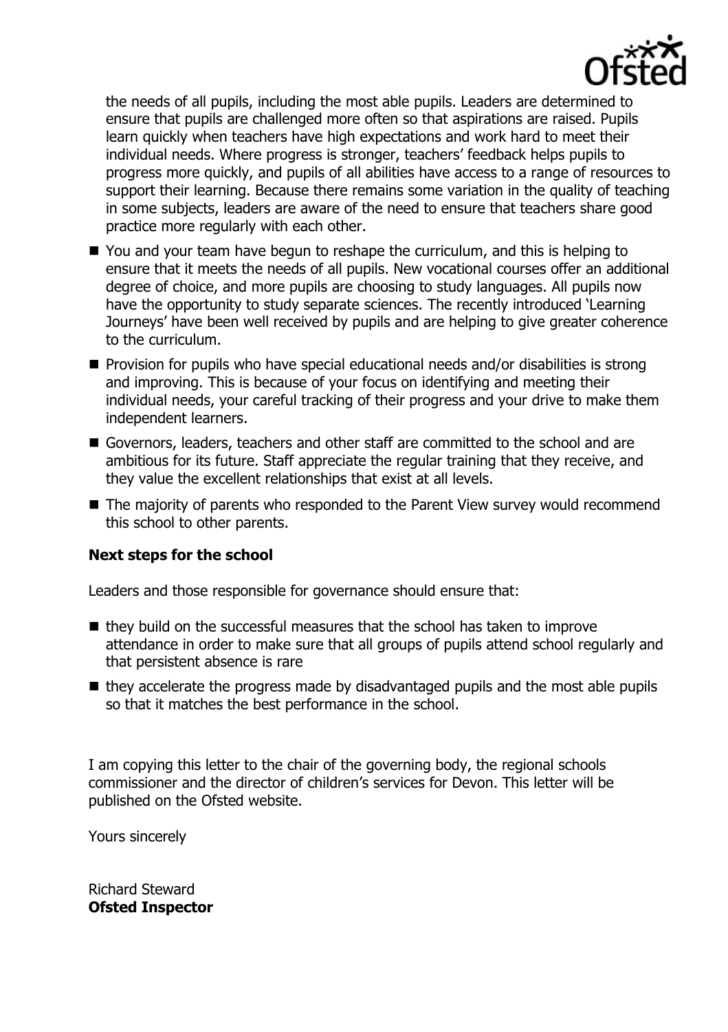the needs of all pupils, including the most able pupils. Leaders are determined to ensure that pupils are challenged more often so that aspirations are raised. Pupils learn quickly when teachers have high expectations and work hard to meet their individual needs. Where progress is stronger, teachers' feedback helps pupils to progress more quickly, and pupils of all abilities have access to a range of resources to support their learning. Because there remains some variation in the quality of teaching in some subjects, leaders are aware of the need to ensure that teachers share good practice more regularly with each other.

- You and your team have begun to reshape the curriculum, and this is helping to ensure that it meets the needs of all pupils. New vocational courses offer an additional degree of choice, and more pupils are choosing to study languages. All pupils now have the opportunity to study separate sciences. The recently introduced 'Learning Journeys' have been well received by pupils and are helping to give greater coherence to the curriculum.
- Provision for pupils who have special educational needs and/or disabilities is strong and improving. This is because of your focus on identifying and meeting their individual needs, your careful tracking of their progress and your drive to make them independent learners.
- Governors, leaders, teachers and other staff are committed to the school and are ambitious for its future. Staff appreciate the regular training that they receive, and they value the excellent relationships that exist at all levels.
- The majority of parents who responded to the Parent View survey would recommend this school to other parents.

**Next steps for the school**

Leaders and those responsible for governance should ensure that:

- they build on the successful measures that the school has taken to improve attendance in order to make sure that all groups of pupils attend school regularly and that persistent absence is rare
- they accelerate the progress made by disadvantaged pupils and the most able pupils so that it matches the best performance in the school.

I am copying this letter to the chair of the governing body, the regional schools commissioner and the director of children's services for Devon. This letter will be published on the Ofsted website.

Yours sincerely

Richard Steward
**Ofsted Inspector**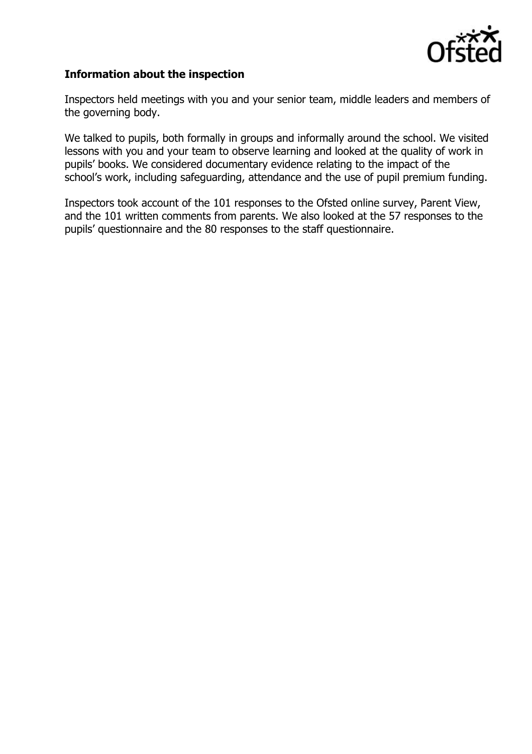**Information about the inspection**

Inspectors held meetings with you and your senior team, middle leaders and members of the governing body.

We talked to pupils, both formally in groups and informally around the school. We visited lessons with you and your team to observe learning and looked at the quality of work in pupils' books. We considered documentary evidence relating to the impact of the school's work, including safeguarding, attendance and the use of pupil premium funding.

Inspectors took account of the 101 responses to the Ofsted online survey, Parent View, and the 101 written comments from parents. We also looked at the 57 responses to the pupils' questionnaire and the 80 responses to the staff questionnaire.